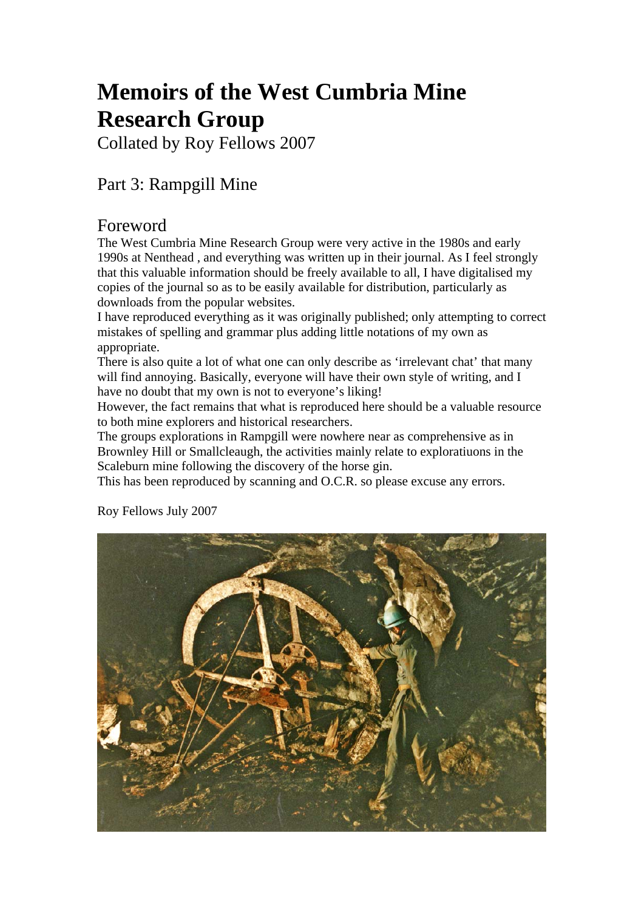# Memoirs of the West Cumbria Mine Research Group

Collated by Roy Fellows 2007

## Part 3: Rampgill Mine

## Foreword

The West Cumbria Mine Research Group were very active in the 1980s and early 1990s at Nenthead , and everything was written up in their journal. As I feel strongly that this valuable information should be freely available to all, I have digitalised my copies of the journal so as to be easily available for distribution, particularly as downloads from the popular websites.

I have reproduced everything as it was originally published; only attempting to correct mistakes of spelling and grammar plus adding little notations of my own as appropriate.

There is also quite a lot of what one can only describe as 'irrelevant chat' that many will find annoying. Basically, everyone will have their own style of writing, and I have no doubt that my own is not to everyone's liking!

However, the fact remains that what is reproduced here should be a valuable resource to both mine explorers and historical researchers.

The groups explorations in Rampgill were nowhere near as comprehensive as in Brownley Hill or Smallcleaugh, the activities mainly relate to exploratiuons in the Scaleburn mine following the discovery of the horse gin.

This has been reproduced by scanning and O.C.R. so please excuse any errors.

Roy Fellows July 2007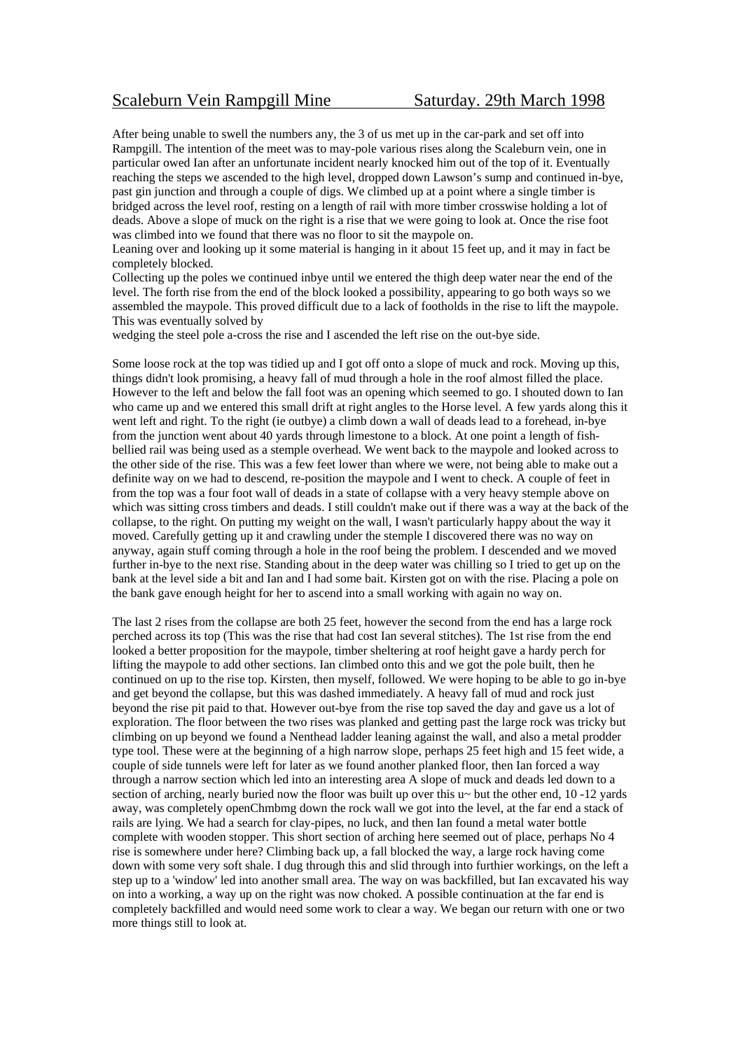## Scaleburn Vein Rampgill Mine    Saturday. 29th March 1998

After being unable to swell the numbers any, the 3 of us met up in the car-park and set off into Rampgill. The intention of the meet was to may-pole various rises along the Scaleburn vein, one in particular owed Ian after an unfortunate incident nearly knocked him out of the top of it. Eventually reaching the steps we ascended to the high level, dropped down Lawson's sump and continued in-bye, past gin junction and through a couple of digs. We climbed up at a point where a single timber is bridged across the level roof, resting on a length of rail with more timber crosswise holding a lot of deads. Above a slope of muck on the right is a rise that we were going to look at. Once the rise foot was climbed into we found that there was no floor to sit the maypole on.

Leaning over and looking up it some material is hanging in it about 15 feet up, and it may in fact be completely blocked.

Collecting up the poles we continued inbye until we entered the thigh deep water near the end of the level. The forth rise from the end of the block looked a possibility, appearing to go both ways so we assembled the maypole. This proved difficult due to a lack of footholds in the rise to lift the maypole. This was eventually solved by

wedging the steel pole a-cross the rise and I ascended the left rise on the out-bye side.

Some loose rock at the top was tidied up and I got off onto a slope of muck and rock. Moving up this, things didn't look promising, a heavy fall of mud through a hole in the roof almost filled the place. However to the left and below the fall foot was an opening which seemed to go. I shouted down to Ian who came up and we entered this small drift at right angles to the Horse level. A few yards along this it went left and right. To the right (ie outbye) a climb down a wall of deads lead to a forehead, in-bye from the junction went about 40 yards through limestone to a block. At one point a length of fish-bellied rail was being used as a stemple overhead. We went back to the maypole and looked across to the other side of the rise. This was a few feet lower than where we were, not being able to make out a definite way on we had to descend, re-position the maypole and I went to check. A couple of feet in from the top was a four foot wall of deads in a state of collapse with a very heavy stemple above on which was sitting cross timbers and deads. I still couldn't make out if there was a way at the back of the collapse, to the right. On putting my weight on the wall, I wasn't particularly happy about the way it moved. Carefully getting up it and crawling under the stemple I discovered there was no way on anyway, again stuff coming through a hole in the roof being the problem. I descended and we moved further in-bye to the next rise. Standing about in the deep water was chilling so I tried to get up on the bank at the level side a bit and Ian and I had some bait. Kirsten got on with the rise. Placing a pole on the bank gave enough height for her to ascend into a small working with again no way on.

The last 2 rises from the collapse are both 25 feet, however the second from the end has a large rock perched across its top (This was the rise that had cost Ian several stitches). The 1st rise from the end looked a better proposition for the maypole, timber sheltering at roof height gave a hardy perch for lifting the maypole to add other sections. Ian climbed onto this and we got the pole built, then he continued on up to the rise top. Kirsten, then myself, followed. We were hoping to be able to go in-bye and get beyond the collapse, but this was dashed immediately. A heavy fall of mud and rock just beyond the rise pit paid to that. However out-bye from the rise top saved the day and gave us a lot of exploration. The floor between the two rises was planked and getting past the large rock was tricky but climbing on up beyond we found a Nenthead ladder leaning against the wall, and also a metal prodder type tool. These were at the beginning of a high narrow slope, perhaps 25 feet high and 15 feet wide, a couple of side tunnels were left for later as we found another planked floor, then Ian forced a way through a narrow section which led into an interesting area A slope of muck and deads led down to a section of arching, nearly buried now the floor was built up over this u~ but the other end, 10 -12 yards away, was completely openChmbmg down the rock wall we got into the level, at the far end a stack of rails are lying. We had a search for clay-pipes, no luck, and then Ian found a metal water bottle complete with wooden stopper. This short section of arching here seemed out of place, perhaps No 4 rise is somewhere under here? Climbing back up, a fall blocked the way, a large rock having come down with some very soft shale. I dug through this and slid through into furthier workings, on the left a step up to a 'window' led into another small area. The way on was backfilled, but Ian excavated his way on into a working, a way up on the right was now choked. A possible continuation at the far end is completely backfilled and would need some work to clear a way. We began our return with one or two more things still to look at.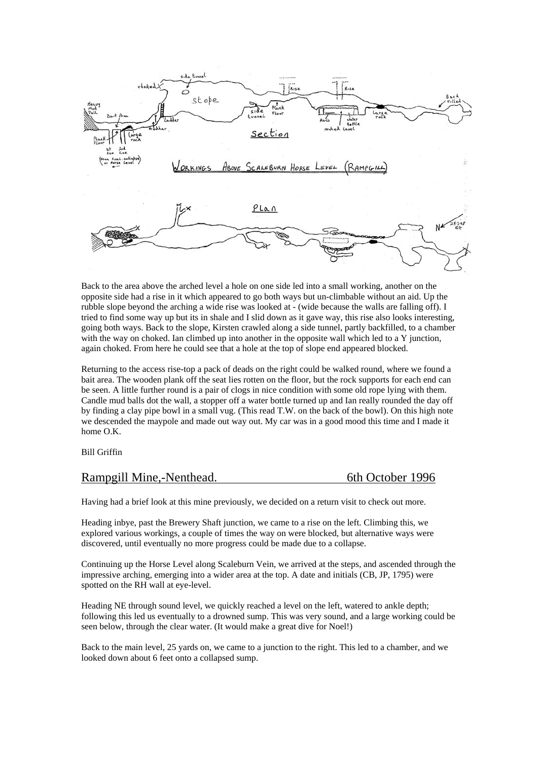WORKINGS ABOVE SCALEBURN HORSE LEVEL (RAMPGILL)

Back to the area above the arched level a hole on one side led into a small working, another on the opposite side had a rise in it which appeared to go both ways but un-climbable without an aid. Up the rubble slope beyond the arching a wide rise was looked at - (wide because the walls are falling off). I tried to find some way up but its in shale and I slid down as it gave way, this rise also looks interesting, going both ways. Back to the slope, Kirsten crawled along a side tunnel, partly backfilled, to a chamber with the way on choked. Ian climbed up into another in the opposite wall which led to a Y junction, again choked. From here he could see that a hole at the top of slope end appeared blocked.

Returning to the access rise-top a pack of deads on the right could be walked round, where we found a bait area. The wooden plank off the seat lies rotten on the floor, but the rock supports for each end can be seen. A little further round is a pair of clogs in nice condition with some old rope lying with them. Candle mud balls dot the wall, a stopper off a water bottle turned up and Ian really rounded the day off by finding a clay pipe bowl in a small vug. (This read T.W. on the back of the bowl). On this high note we descended the maypole and made out way out. My car was in a good mood this time and I made it home O.K.

Bill Griffin

## Rampgill Mine,-Nenthead. 6th October 1996

Having had a brief look at this mine previously, we decided on a return visit to check out more.

Heading inbye, past the Brewery Shaft junction, we came to a rise on the left. Climbing this, we explored various workings, a couple of times the way on were blocked, but alternative ways were discovered, until eventually no more progress could be made due to a collapse.

Continuing up the Horse Level along Scaleburn Vein, we arrived at the steps, and ascended through the impressive arching, emerging into a wider area at the top. A date and initials (CB, JP, 1795) were spotted on the RH wall at eye-level.

Heading NE through sound level, we quickly reached a level on the left, watered to ankle depth; following this led us eventually to a drowned sump. This was very sound, and a large working could be seen below, through the clear water. (It would make a great dive for Noel!)

Back to the main level, 25 yards on, we came to a junction to the right. This led to a chamber, and we looked down about 6 feet onto a collapsed sump.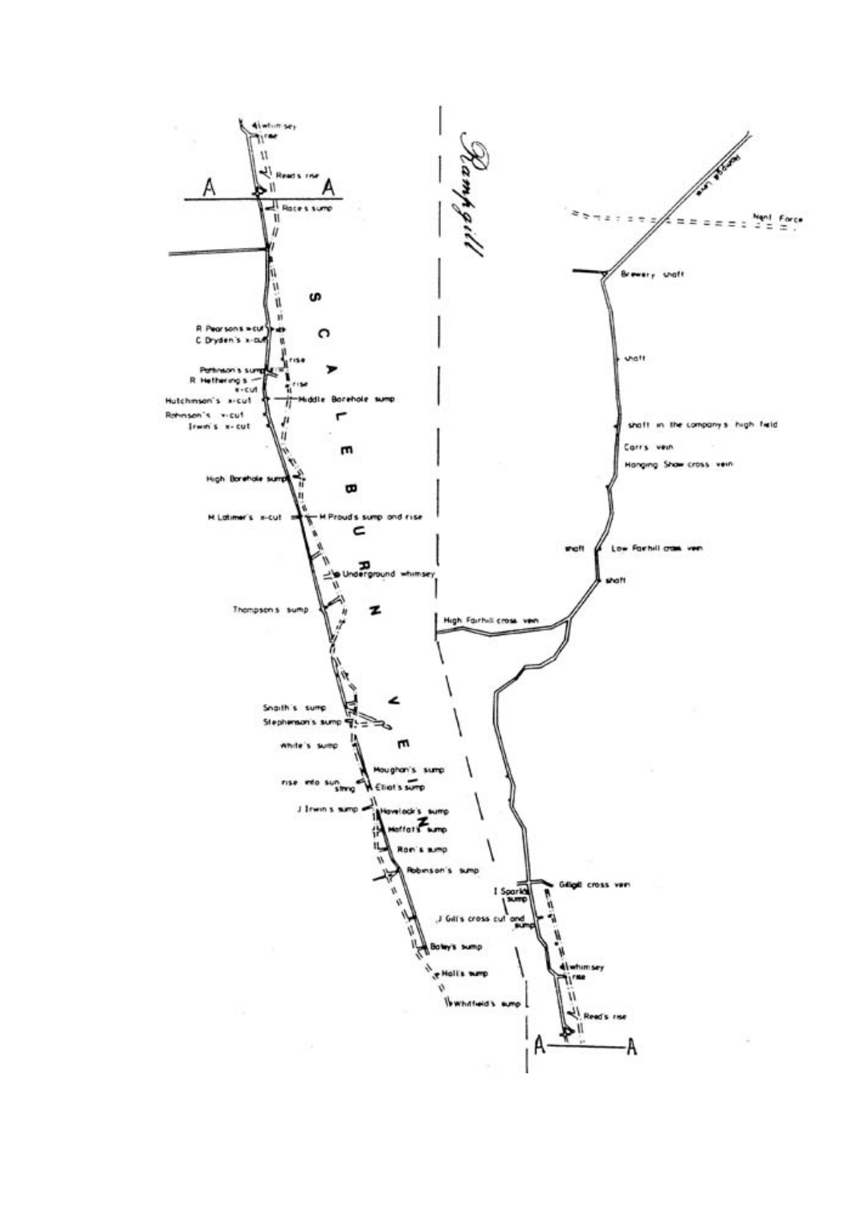Rampgill

SCALEBURN VEIN

whimsey rise

Reed's rise

A A

Race's sump

R Pearson's x-cut

C Dryden's x-cut

rise

Pattinson's sump

R Hethering's x-cut

rise

Hutchinson's x-cut

Middle Borehole sump

Robinson's x-cut

Irwin's x-cut

High Borehole sump

M Latimer's x-cut

M Proud's sump and rise

Underground whimsey

Thompson's sump

Snaith's sump

Stephenson's sump

White's sump

Houghon's sump

rise into sun string

Elliot's sump

J Irwin's sump

Havelock's sump

Moffat's sump

Rain's sump

Robinson's sump

Bailey's sump

Hall's sump

Whitfield's sump

Rampgill Vein

Nent Force

Brewery shaft

shaft

shaft in the company's high field

Carr's vein

Hanging Shaw cross vein

shaft

Low Fairhill cross vein

shaft

High Fairhill cross vein

Gillgill cross vein

I Sparke's sump

J Gill's cross cut and sump

whimsey rise

Reed's rise

A A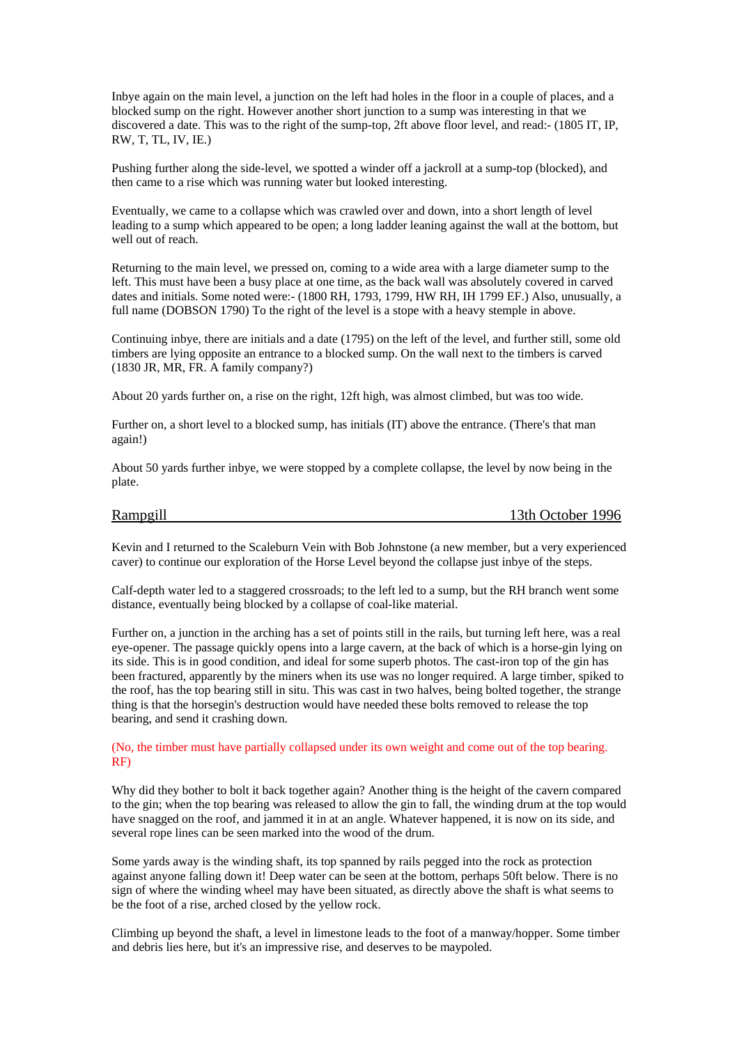Inbye again on the main level, a junction on the left had holes in the floor in a couple of places, and a blocked sump on the right. However another short junction to a sump was interesting in that we discovered a date. This was to the right of the sump-top, 2ft above floor level, and read:- (1805 IT, IP, RW, T, TL, IV, IE.)

Pushing further along the side-level, we spotted a winder off a jackroll at a sump-top (blocked), and then came to a rise which was running water but looked interesting.

Eventually, we came to a collapse which was crawled over and down, into a short length of level leading to a sump which appeared to be open; a long ladder leaning against the wall at the bottom, but well out of reach.

Returning to the main level, we pressed on, coming to a wide area with a large diameter sump to the left. This must have been a busy place at one time, as the back wall was absolutely covered in carved dates and initials. Some noted were:- (1800 RH, 1793, 1799, HW RH, IH 1799 EF.) Also, unusually, a full name (DOBSON 1790) To the right of the level is a stope with a heavy stemple in above.

Continuing inbye, there are initials and a date (1795) on the left of the level, and further still, some old timbers are lying opposite an entrance to a blocked sump. On the wall next to the timbers is carved (1830 JR, MR, FR. A family company?)

About 20 yards further on, a rise on the right, 12ft high, was almost climbed, but was too wide.

Further on, a short level to a blocked sump, has initials (IT) above the entrance. (There's that man again!)

About 50 yards further inbye, we were stopped by a complete collapse, the level by now being in the plate.

## Rampgill — 13th October 1996

Kevin and I returned to the Scaleburn Vein with Bob Johnstone (a new member, but a very experienced caver) to continue our exploration of the Horse Level beyond the collapse just inbye of the steps.

Calf-depth water led to a staggered crossroads; to the left led to a sump, but the RH branch went some distance, eventually being blocked by a collapse of coal-like material.

Further on, a junction in the arching has a set of points still in the rails, but turning left here, was a real eye-opener. The passage quickly opens into a large cavern, at the back of which is a horse-gin lying on its side. This is in good condition, and ideal for some superb photos. The cast-iron top of the gin has been fractured, apparently by the miners when its use was no longer required. A large timber, spiked to the roof, has the top bearing still in situ. This was cast in two halves, being bolted together, the strange thing is that the horsegin's destruction would have needed these bolts removed to release the top bearing, and send it crashing down.

(No, the timber must have partially collapsed under its own weight and come out of the top bearing. RF)

Why did they bother to bolt it back together again? Another thing is the height of the cavern compared to the gin; when the top bearing was released to allow the gin to fall, the winding drum at the top would have snagged on the roof, and jammed it in at an angle. Whatever happened, it is now on its side, and several rope lines can be seen marked into the wood of the drum.

Some yards away is the winding shaft, its top spanned by rails pegged into the rock as protection against anyone falling down it! Deep water can be seen at the bottom, perhaps 50ft below. There is no sign of where the winding wheel may have been situated, as directly above the shaft is what seems to be the foot of a rise, arched closed by the yellow rock.

Climbing up beyond the shaft, a level in limestone leads to the foot of a manway/hopper. Some timber and debris lies here, but it's an impressive rise, and deserves to be maypoled.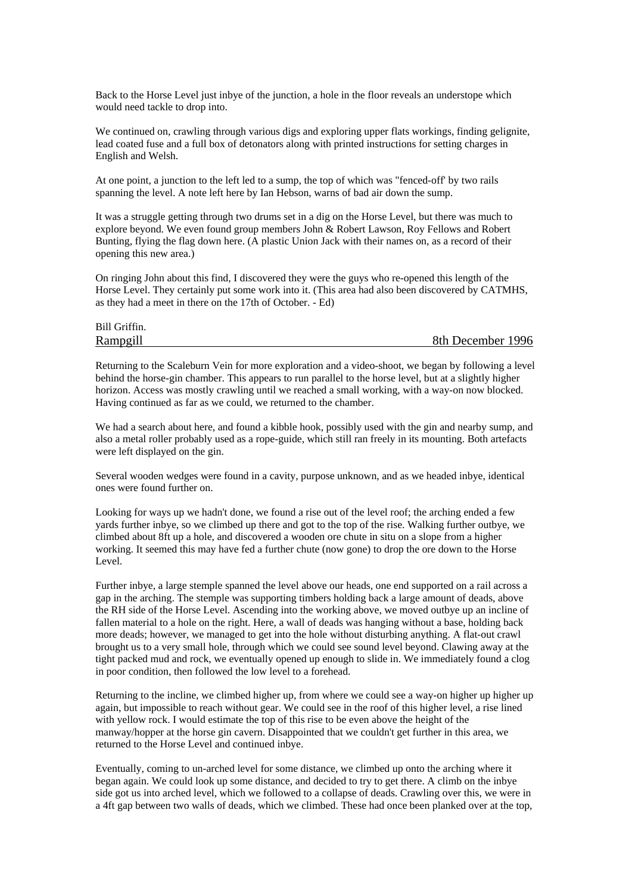Back to the Horse Level just inbye of the junction, a hole in the floor reveals an understope which would need tackle to drop into.

We continued on, crawling through various digs and exploring upper flats workings, finding gelignite, lead coated fuse and a full box of detonators along with printed instructions for setting charges in English and Welsh.

At one point, a junction to the left led to a sump, the top of which was "fenced-off' by two rails spanning the level. A note left here by Ian Hebson, warns of bad air down the sump.

It was a struggle getting through two drums set in a dig on the Horse Level, but there was much to explore beyond. We even found group members John & Robert Lawson, Roy Fellows and Robert Bunting, flying the flag down here. (A plastic Union Jack with their names on, as a record of their opening this new area.)

On ringing John about this find, I discovered they were the guys who re-opened this length of the Horse Level. They certainly put some work into it. (This area had also been discovered by CATMHS, as they had a meet in there on the 17th of October. - Ed)

Bill Griffin.

## Rampgill — 8th December 1996

Returning to the Scaleburn Vein for more exploration and a video-shoot, we began by following a level behind the horse-gin chamber. This appears to run parallel to the horse level, but at a slightly higher horizon. Access was mostly crawling until we reached a small working, with a way-on now blocked. Having continued as far as we could, we returned to the chamber.

We had a search about here, and found a kibble hook, possibly used with the gin and nearby sump, and also a metal roller probably used as a rope-guide, which still ran freely in its mounting. Both artefacts were left displayed on the gin.

Several wooden wedges were found in a cavity, purpose unknown, and as we headed inbye, identical ones were found further on.

Looking for ways up we hadn't done, we found a rise out of the level roof; the arching ended a few yards further inbye, so we climbed up there and got to the top of the rise. Walking further outbye, we climbed about 8ft up a hole, and discovered a wooden ore chute in situ on a slope from a higher working. It seemed this may have fed a further chute (now gone) to drop the ore down to the Horse Level.

Further inbye, a large stemple spanned the level above our heads, one end supported on a rail across a gap in the arching. The stemple was supporting timbers holding back a large amount of deads, above the RH side of the Horse Level. Ascending into the working above, we moved outbye up an incline of fallen material to a hole on the right. Here, a wall of deads was hanging without a base, holding back more deads; however, we managed to get into the hole without disturbing anything. A flat-out crawl brought us to a very small hole, through which we could see sound level beyond. Clawing away at the tight packed mud and rock, we eventually opened up enough to slide in. We immediately found a clog in poor condition, then followed the low level to a forehead.

Returning to the incline, we climbed higher up, from where we could see a way-on higher up higher up again, but impossible to reach without gear. We could see in the roof of this higher level, a rise lined with yellow rock. I would estimate the top of this rise to be even above the height of the manway/hopper at the horse gin cavern. Disappointed that we couldn't get further in this area, we returned to the Horse Level and continued inbye.

Eventually, coming to un-arched level for some distance, we climbed up onto the arching where it began again. We could look up some distance, and decided to try to get there. A climb on the inbye side got us into arched level, which we followed to a collapse of deads. Crawling over this, we were in a 4ft gap between two walls of deads, which we climbed. These had once been planked over at the top,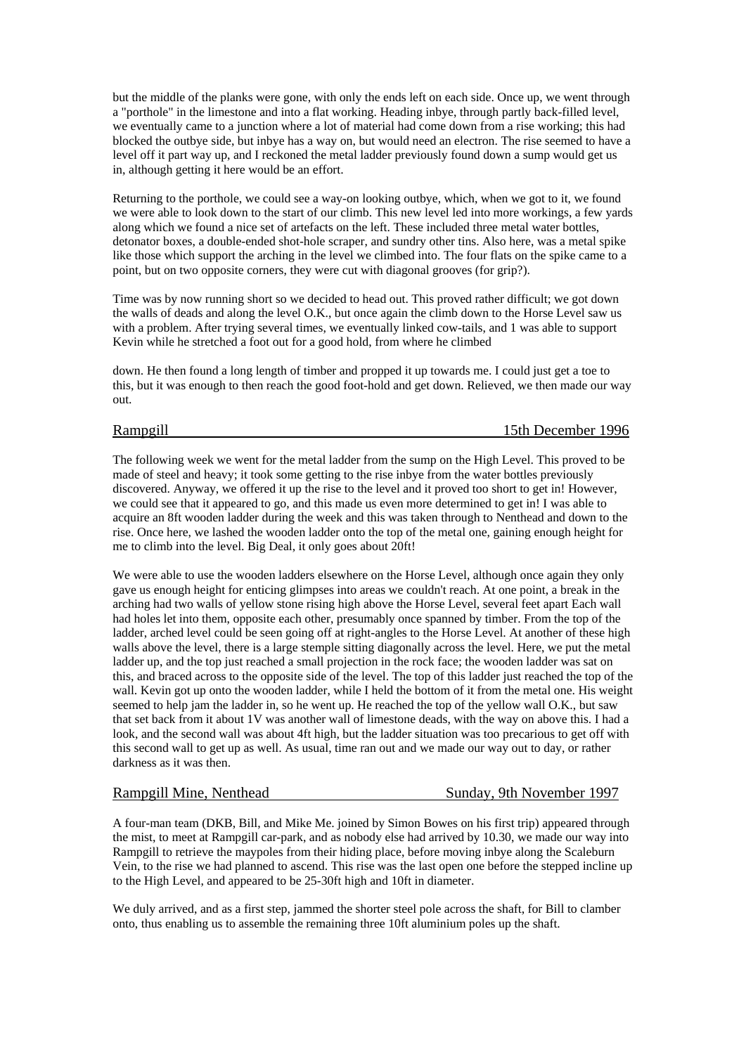but the middle of the planks were gone, with only the ends left on each side. Once up, we went through a "porthole" in the limestone and into a flat working. Heading inbye, through partly back-filled level, we eventually came to a junction where a lot of material had come down from a rise working; this had blocked the outbye side, but inbye has a way on, but would need an electron. The rise seemed to have a level off it part way up, and I reckoned the metal ladder previously found down a sump would get us in, although getting it here would be an effort.

Returning to the porthole, we could see a way-on looking outbye, which, when we got to it, we found we were able to look down to the start of our climb. This new level led into more workings, a few yards along which we found a nice set of artefacts on the left. These included three metal water bottles, detonator boxes, a double-ended shot-hole scraper, and sundry other tins. Also here, was a metal spike like those which support the arching in the level we climbed into. The four flats on the spike came to a point, but on two opposite corners, they were cut with diagonal grooves (for grip?).

Time was by now running short so we decided to head out. This proved rather difficult; we got down the walls of deads and along the level O.K., but once again the climb down to the Horse Level saw us with a problem. After trying several times, we eventually linked cow-tails, and 1 was able to support Kevin while he stretched a foot out for a good hold, from where he climbed

down. He then found a long length of timber and propped it up towards me. I could just get a toe to this, but it was enough to then reach the good foot-hold and get down. Relieved, we then made our way out.

## Rampgill — 15th December 1996

The following week we went for the metal ladder from the sump on the High Level. This proved to be made of steel and heavy; it took some getting to the rise inbye from the water bottles previously discovered. Anyway, we offered it up the rise to the level and it proved too short to get in! However, we could see that it appeared to go, and this made us even more determined to get in! I was able to acquire an 8ft wooden ladder during the week and this was taken through to Nenthead and down to the rise. Once here, we lashed the wooden ladder onto the top of the metal one, gaining enough height for me to climb into the level. Big Deal, it only goes about 20ft!

We were able to use the wooden ladders elsewhere on the Horse Level, although once again they only gave us enough height for enticing glimpses into areas we couldn't reach. At one point, a break in the arching had two walls of yellow stone rising high above the Horse Level, several feet apart Each wall had holes let into them, opposite each other, presumably once spanned by timber. From the top of the ladder, arched level could be seen going off at right-angles to the Horse Level. At another of these high walls above the level, there is a large stemple sitting diagonally across the level. Here, we put the metal ladder up, and the top just reached a small projection in the rock face; the wooden ladder was sat on this, and braced across to the opposite side of the level. The top of this ladder just reached the top of the wall. Kevin got up onto the wooden ladder, while I held the bottom of it from the metal one. His weight seemed to help jam the ladder in, so he went up. He reached the top of the yellow wall O.K., but saw that set back from it about 1V was another wall of limestone deads, with the way on above this. I had a look, and the second wall was about 4ft high, but the ladder situation was too precarious to get off with this second wall to get up as well. As usual, time ran out and we made our way out to day, or rather darkness as it was then.

## Rampgill Mine, Nenthead — Sunday, 9th November 1997

A four-man team (DKB, Bill, and Mike Me. joined by Simon Bowes on his first trip) appeared through the mist, to meet at Rampgill car-park, and as nobody else had arrived by 10.30, we made our way into Rampgill to retrieve the maypoles from their hiding place, before moving inbye along the Scaleburn Vein, to the rise we had planned to ascend. This rise was the last open one before the stepped incline up to the High Level, and appeared to be 25-30ft high and 10ft in diameter.

We duly arrived, and as a first step, jammed the shorter steel pole across the shaft, for Bill to clamber onto, thus enabling us to assemble the remaining three 10ft aluminium poles up the shaft.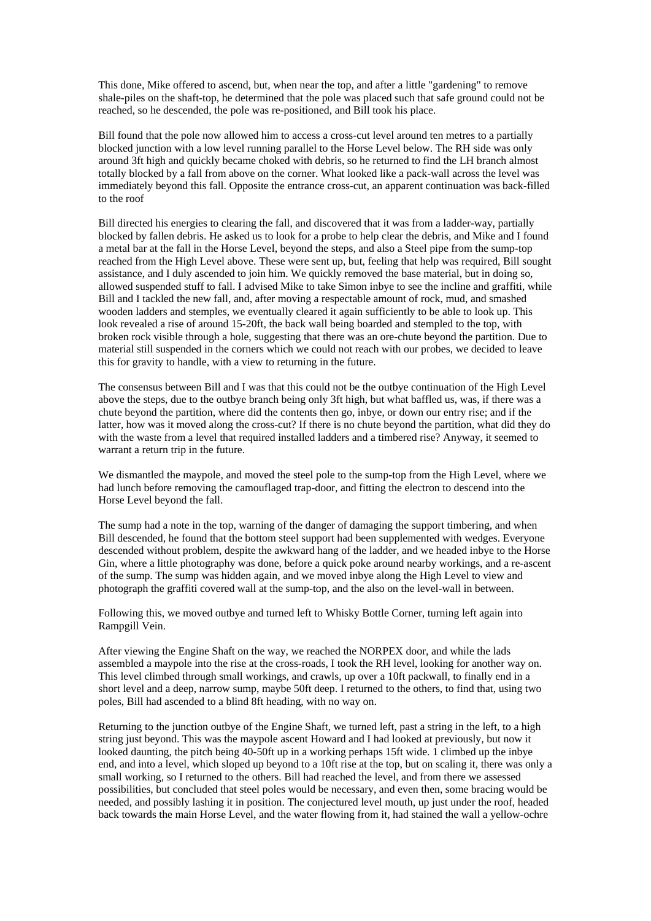This done, Mike offered to ascend, but, when near the top, and after a little "gardening" to remove shale-piles on the shaft-top, he determined that the pole was placed such that safe ground could not be reached, so he descended, the pole was re-positioned, and Bill took his place.

Bill found that the pole now allowed him to access a cross-cut level around ten metres to a partially blocked junction with a low level running parallel to the Horse Level below. The RH side was only around 3ft high and quickly became choked with debris, so he returned to find the LH branch almost totally blocked by a fall from above on the corner. What looked like a pack-wall across the level was immediately beyond this fall. Opposite the entrance cross-cut, an apparent continuation was back-filled to the roof

Bill directed his energies to clearing the fall, and discovered that it was from a ladder-way, partially blocked by fallen debris. He asked us to look for a probe to help clear the debris, and Mike and I found a metal bar at the fall in the Horse Level, beyond the steps, and also a Steel pipe from the sump-top reached from the High Level above. These were sent up, but, feeling that help was required, Bill sought assistance, and I duly ascended to join him. We quickly removed the base material, but in doing so, allowed suspended stuff to fall. I advised Mike to take Simon inbye to see the incline and graffiti, while Bill and I tackled the new fall, and, after moving a respectable amount of rock, mud, and smashed wooden ladders and stemples, we eventually cleared it again sufficiently to be able to look up. This look revealed a rise of around 15-20ft, the back wall being boarded and stempled to the top, with broken rock visible through a hole, suggesting that there was an ore-chute beyond the partition. Due to material still suspended in the corners which we could not reach with our probes, we decided to leave this for gravity to handle, with a view to returning in the future.

The consensus between Bill and I was that this could not be the outbye continuation of the High Level above the steps, due to the outbye branch being only 3ft high, but what baffled us, was, if there was a chute beyond the partition, where did the contents then go, inbye, or down our entry rise; and if the latter, how was it moved along the cross-cut? If there is no chute beyond the partition, what did they do with the waste from a level that required installed ladders and a timbered rise? Anyway, it seemed to warrant a return trip in the future.

We dismantled the maypole, and moved the steel pole to the sump-top from the High Level, where we had lunch before removing the camouflaged trap-door, and fitting the electron to descend into the Horse Level beyond the fall.

The sump had a note in the top, warning of the danger of damaging the support timbering, and when Bill descended, he found that the bottom steel support had been supplemented with wedges. Everyone descended without problem, despite the awkward hang of the ladder, and we headed inbye to the Horse Gin, where a little photography was done, before a quick poke around nearby workings, and a re-ascent of the sump. The sump was hidden again, and we moved inbye along the High Level to view and photograph the graffiti covered wall at the sump-top, and the also on the level-wall in between.

Following this, we moved outbye and turned left to Whisky Bottle Corner, turning left again into Rampgill Vein.

After viewing the Engine Shaft on the way, we reached the NORPEX door, and while the lads assembled a maypole into the rise at the cross-roads, I took the RH level, looking for another way on. This level climbed through small workings, and crawls, up over a 10ft packwall, to finally end in a short level and a deep, narrow sump, maybe 50ft deep. I returned to the others, to find that, using two poles, Bill had ascended to a blind 8ft heading, with no way on.

Returning to the junction outbye of the Engine Shaft, we turned left, past a string in the left, to a high string just beyond. This was the maypole ascent Howard and I had looked at previously, but now it looked daunting, the pitch being 40-50ft up in a working perhaps 15ft wide. 1 climbed up the inbye end, and into a level, which sloped up beyond to a 10ft rise at the top, but on scaling it, there was only a small working, so I returned to the others. Bill had reached the level, and from there we assessed possibilities, but concluded that steel poles would be necessary, and even then, some bracing would be needed, and possibly lashing it in position. The conjectured level mouth, up just under the roof, headed back towards the main Horse Level, and the water flowing from it, had stained the wall a yellow-ochre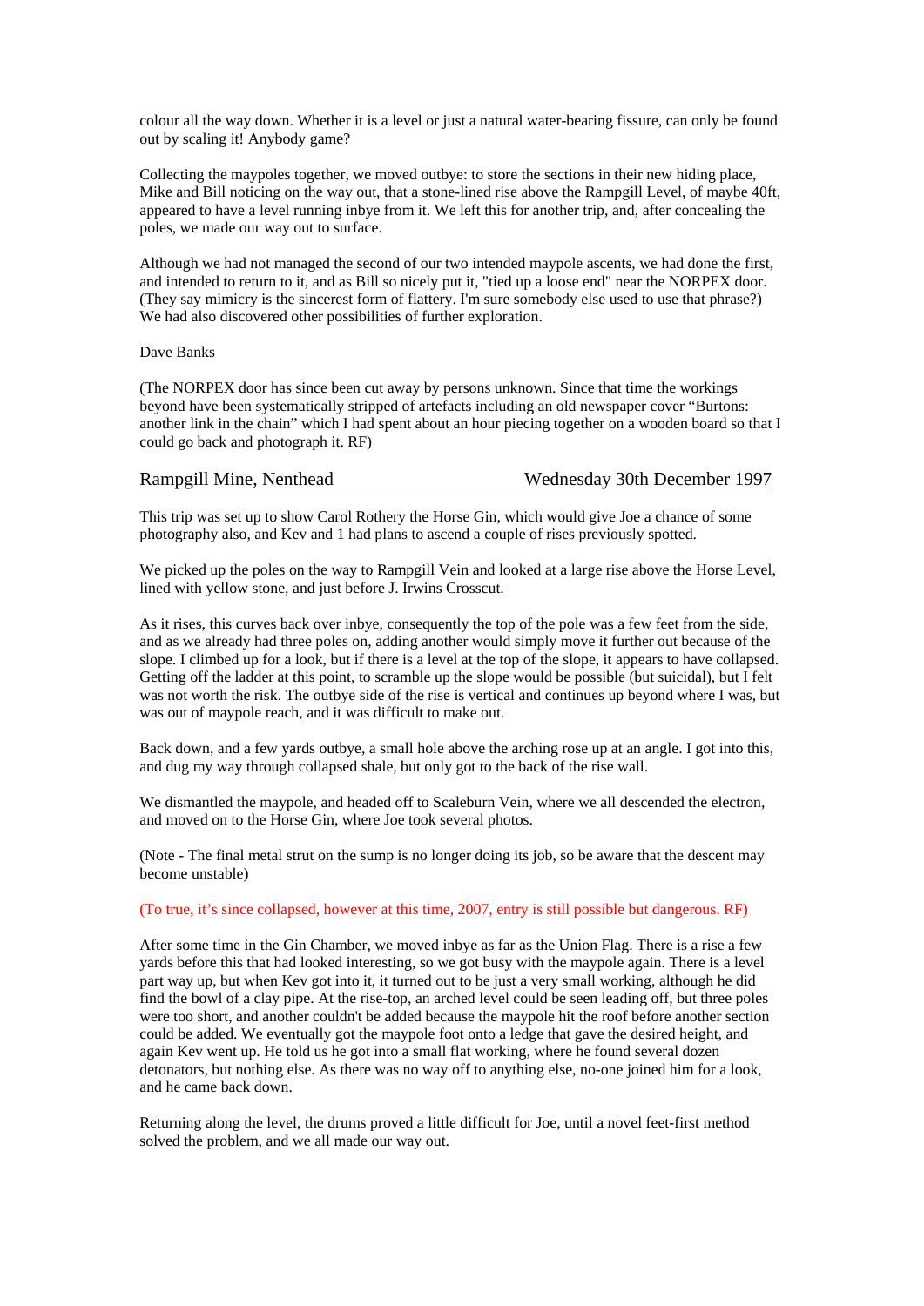colour all the way down. Whether it is a level or just a natural water-bearing fissure, can only be found out by scaling it! Anybody game?

Collecting the maypoles together, we moved outbye: to store the sections in their new hiding place, Mike and Bill noticing on the way out, that a stone-lined rise above the Rampgill Level, of maybe 40ft, appeared to have a level running inbye from it. We left this for another trip, and, after concealing the poles, we made our way out to surface.

Although we had not managed the second of our two intended maypole ascents, we had done the first, and intended to return to it, and as Bill so nicely put it, "tied up a loose end" near the NORPEX door. (They say mimicry is the sincerest form of flattery. I'm sure somebody else used to use that phrase?) We had also discovered other possibilities of further exploration.

Dave Banks

(The NORPEX door has since been cut away by persons unknown. Since that time the workings beyond have been systematically stripped of artefacts including an old newspaper cover "Burtons: another link in the chain" which I had spent about an hour piecing together on a wooden board so that I could go back and photograph it. RF)

## Rampgill Mine, Nenthead — Wednesday 30th December 1997

This trip was set up to show Carol Rothery the Horse Gin, which would give Joe a chance of some photography also, and Kev and 1 had plans to ascend a couple of rises previously spotted.

We picked up the poles on the way to Rampgill Vein and looked at a large rise above the Horse Level, lined with yellow stone, and just before J. Irwins Crosscut.

As it rises, this curves back over inbye, consequently the top of the pole was a few feet from the side, and as we already had three poles on, adding another would simply move it further out because of the slope. I climbed up for a look, but if there is a level at the top of the slope, it appears to have collapsed. Getting off the ladder at this point, to scramble up the slope would be possible (but suicidal), but I felt was not worth the risk. The outbye side of the rise is vertical and continues up beyond where I was, but was out of maypole reach, and it was difficult to make out.

Back down, and a few yards outbye, a small hole above the arching rose up at an angle. I got into this, and dug my way through collapsed shale, but only got to the back of the rise wall.

We dismantled the maypole, and headed off to Scaleburn Vein, where we all descended the electron, and moved on to the Horse Gin, where Joe took several photos.

(Note - The final metal strut on the sump is no longer doing its job, so be aware that the descent may become unstable)

(To true, it's since collapsed, however at this time, 2007, entry is still possible but dangerous. RF)

After some time in the Gin Chamber, we moved inbye as far as the Union Flag. There is a rise a few yards before this that had looked interesting, so we got busy with the maypole again. There is a level part way up, but when Kev got into it, it turned out to be just a very small working, although he did find the bowl of a clay pipe. At the rise-top, an arched level could be seen leading off, but three poles were too short, and another couldn't be added because the maypole hit the roof before another section could be added. We eventually got the maypole foot onto a ledge that gave the desired height, and again Kev went up. He told us he got into a small flat working, where he found several dozen detonators, but nothing else. As there was no way off to anything else, no-one joined him for a look, and he came back down.

Returning along the level, the drums proved a little difficult for Joe, until a novel feet-first method solved the problem, and we all made our way out.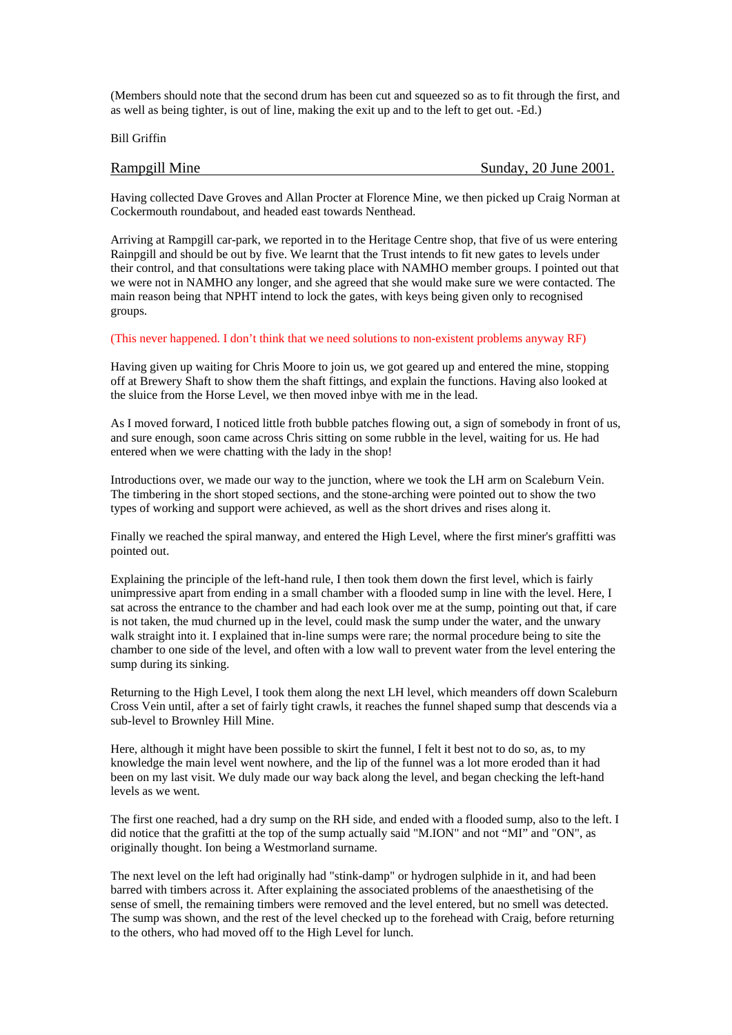(Members should note that the second drum has been cut and squeezed so as to fit through the first, and as well as being tighter, is out of line, making the exit up and to the left to get out. -Ed.)

Bill Griffin

## Rampgill Mine — Sunday, 20 June 2001.

Having collected Dave Groves and Allan Procter at Florence Mine, we then picked up Craig Norman at Cockermouth roundabout, and headed east towards Nenthead.

Arriving at Rampgill car-park, we reported in to the Heritage Centre shop, that five of us were entering Rainpgill and should be out by five. We learnt that the Trust intends to fit new gates to levels under their control, and that consultations were taking place with NAMHO member groups. I pointed out that we were not in NAMHO any longer, and she agreed that she would make sure we were contacted. The main reason being that NPHT intend to lock the gates, with keys being given only to recognised groups.

(This never happened. I don't think that we need solutions to non-existent problems anyway RF)

Having given up waiting for Chris Moore to join us, we got geared up and entered the mine, stopping off at Brewery Shaft to show them the shaft fittings, and explain the functions. Having also looked at the sluice from the Horse Level, we then moved inbye with me in the lead.

As I moved forward, I noticed little froth bubble patches flowing out, a sign of somebody in front of us, and sure enough, soon came across Chris sitting on some rubble in the level, waiting for us. He had entered when we were chatting with the lady in the shop!

Introductions over, we made our way to the junction, where we took the LH arm on Scaleburn Vein. The timbering in the short stoped sections, and the stone-arching were pointed out to show the two types of working and support were achieved, as well as the short drives and rises along it.

Finally we reached the spiral manway, and entered the High Level, where the first miner's graffitti was pointed out.

Explaining the principle of the left-hand rule, I then took them down the first level, which is fairly unimpressive apart from ending in a small chamber with a flooded sump in line with the level. Here, I sat across the entrance to the chamber and had each look over me at the sump, pointing out that, if care is not taken, the mud churned up in the level, could mask the sump under the water, and the unwary walk straight into it. I explained that in-line sumps were rare; the normal procedure being to site the chamber to one side of the level, and often with a low wall to prevent water from the level entering the sump during its sinking.

Returning to the High Level, I took them along the next LH level, which meanders off down Scaleburn Cross Vein until, after a set of fairly tight crawls, it reaches the funnel shaped sump that descends via a sub-level to Brownley Hill Mine.

Here, although it might have been possible to skirt the funnel, I felt it best not to do so, as, to my knowledge the main level went nowhere, and the lip of the funnel was a lot more eroded than it had been on my last visit. We duly made our way back along the level, and began checking the left-hand levels as we went.

The first one reached, had a dry sump on the RH side, and ended with a flooded sump, also to the left. I did notice that the grafitti at the top of the sump actually said "M.ION" and not "MI" and "ON", as originally thought. Ion being a Westmorland surname.

The next level on the left had originally had "stink-damp" or hydrogen sulphide in it, and had been barred with timbers across it. After explaining the associated problems of the anaesthetising of the sense of smell, the remaining timbers were removed and the level entered, but no smell was detected. The sump was shown, and the rest of the level checked up to the forehead with Craig, before returning to the others, who had moved off to the High Level for lunch.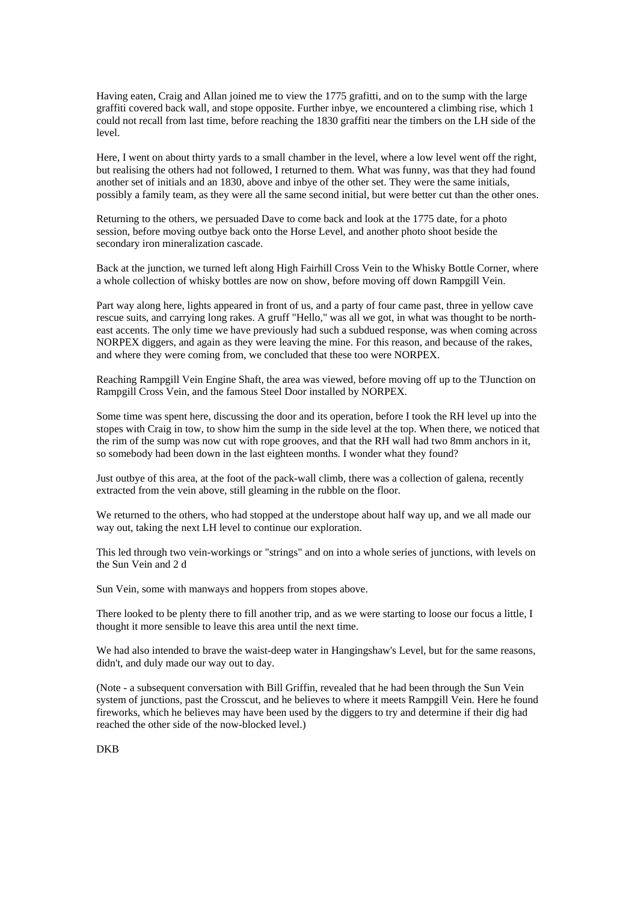Having eaten, Craig and Allan joined me to view the 1775 grafitti, and on to the sump with the large graffiti covered back wall, and stope opposite. Further inbye, we encountered a climbing rise, which 1 could not recall from last time, before reaching the 1830 graffiti near the timbers on the LH side of the level.

Here, I went on about thirty yards to a small chamber in the level, where a low level went off the right, but realising the others had not followed, I returned to them. What was funny, was that they had found another set of initials and an 1830, above and inbye of the other set. They were the same initials, possibly a family team, as they were all the same second initial, but were better cut than the other ones.

Returning to the others, we persuaded Dave to come back and look at the 1775 date, for a photo session, before moving outbye back onto the Horse Level, and another photo shoot beside the secondary iron mineralization cascade.

Back at the junction, we turned left along High Fairhill Cross Vein to the Whisky Bottle Corner, where a whole collection of whisky bottles are now on show, before moving off down Rampgill Vein.

Part way along here, lights appeared in front of us, and a party of four came past, three in yellow cave rescue suits, and carrying long rakes. A gruff "Hello," was all we got, in what was thought to be north-east accents. The only time we have previously had such a subdued response, was when coming across NORPEX diggers, and again as they were leaving the mine. For this reason, and because of the rakes, and where they were coming from, we concluded that these too were NORPEX.

Reaching Rampgill Vein Engine Shaft, the area was viewed, before moving off up to the TJunction on Rampgill Cross Vein, and the famous Steel Door installed by NORPEX.

Some time was spent here, discussing the door and its operation, before I took the RH level up into the stopes with Craig in tow, to show him the sump in the side level at the top. When there, we noticed that the rim of the sump was now cut with rope grooves, and that the RH wall had two 8mm anchors in it, so somebody had been down in the last eighteen months. I wonder what they found?

Just outbye of this area, at the foot of the pack-wall climb, there was a collection of galena, recently extracted from the vein above, still gleaming in the rubble on the floor.

We returned to the others, who had stopped at the understope about half way up, and we all made our way out, taking the next LH level to continue our exploration.

This led through two vein-workings or "strings" and on into a whole series of junctions, with levels on the Sun Vein and 2 d

Sun Vein, some with manways and hoppers from stopes above.

There looked to be plenty there to fill another trip, and as we were starting to loose our focus a little, I thought it more sensible to leave this area until the next time.

We had also intended to brave the waist-deep water in Hangingshaw's Level, but for the same reasons, didn't, and duly made our way out to day.

(Note - a subsequent conversation with Bill Griffin, revealed that he had been through the Sun Vein system of junctions, past the Crosscut, and he believes to where it meets Rampgill Vein. Here he found fireworks, which he believes may have been used by the diggers to try and determine if their dig had reached the other side of the now-blocked level.)

DKB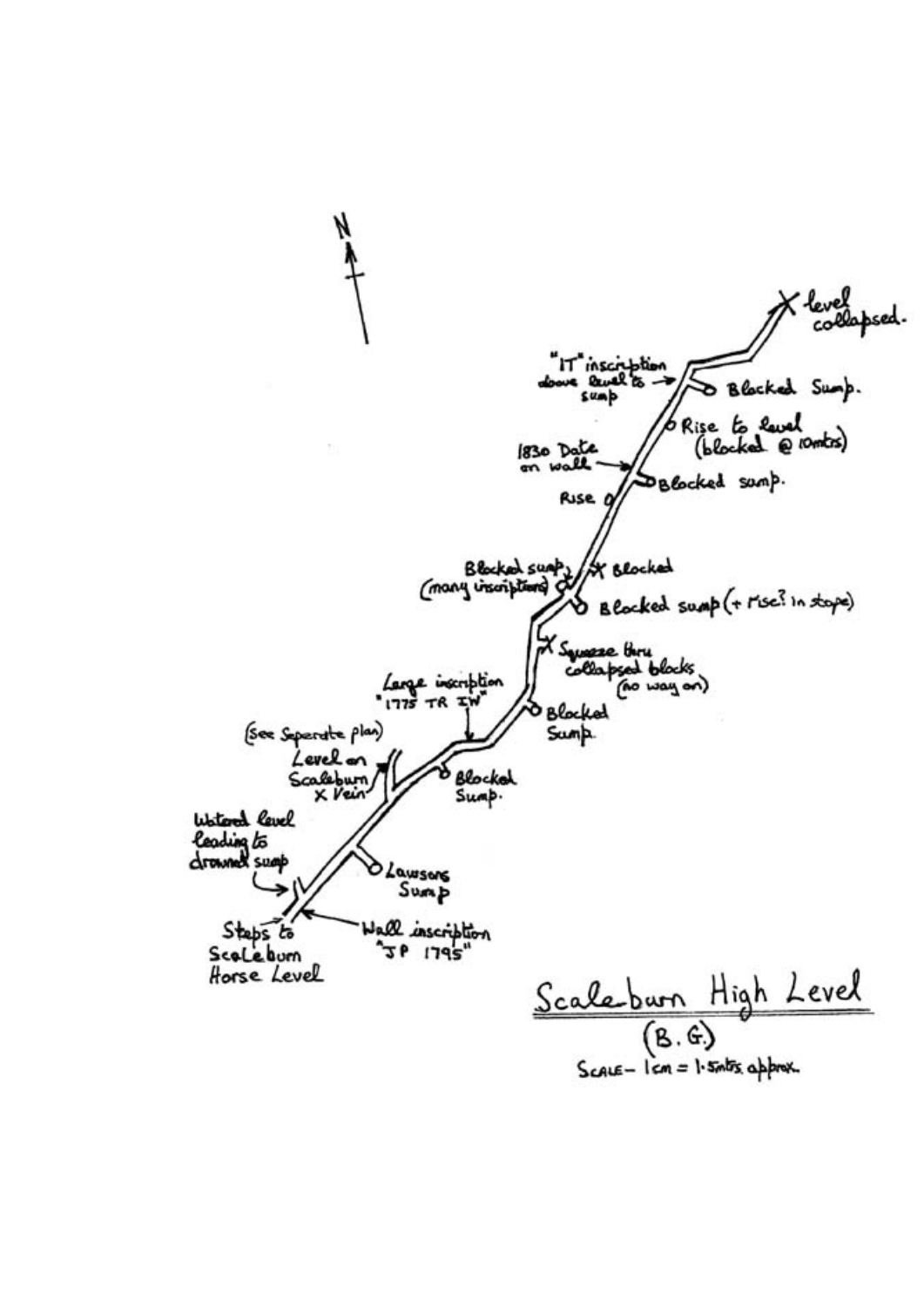N

X level collapsed.

"IT" inscription above level to sump

Blocked Sump.

Rise to level (blocked @ 10mtrs)

1830 Date on wall

Blocked sump.

Rise

Blocked sump (many inscriptions)

X Blocked

Blocked sump (+ rise? in stope)

X Squeeze thru collapsed blocks (no way on)

Large inscription "1775 TR IW"

Blocked Sump.

(See Seperate plan) Level on Scaleburn X Vein

Blocked Sump.

Watered level leading to drowned sump

Lawsons Sump

Steps to Scaleburn Horse Level

Wall inscription "JP 1795"

## Scaleburn High Level

(B. G.)

Scale – 1cm = 1.5mtrs approx.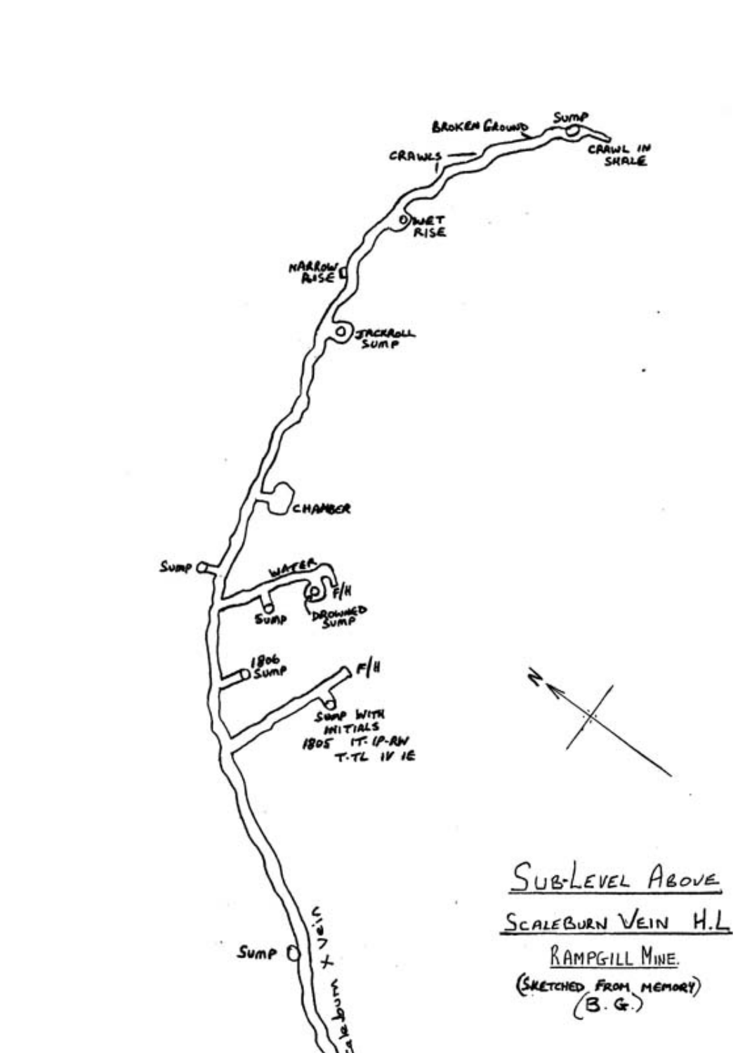BROKEN GROUND

SUMP

CRAWL IN SHALE

CRAWLS

WET RISE

NARROW RISE

JACKROLL SUMP

CHAMBER

SUMP

WATER

F/H

SUMP

DROWNED SUMP

1806 SUMP

F/H

SUMP WITH INITIALS 1805 IT. IP-RW T-TL IV IE

N

SUMP

Scaleburn X Vein

SUB-LEVEL ABOVE

SCALEBURN VEIN H.L

RAMPGILL MINE.

(SKETCHED FROM MEMORY)
(B.G.)